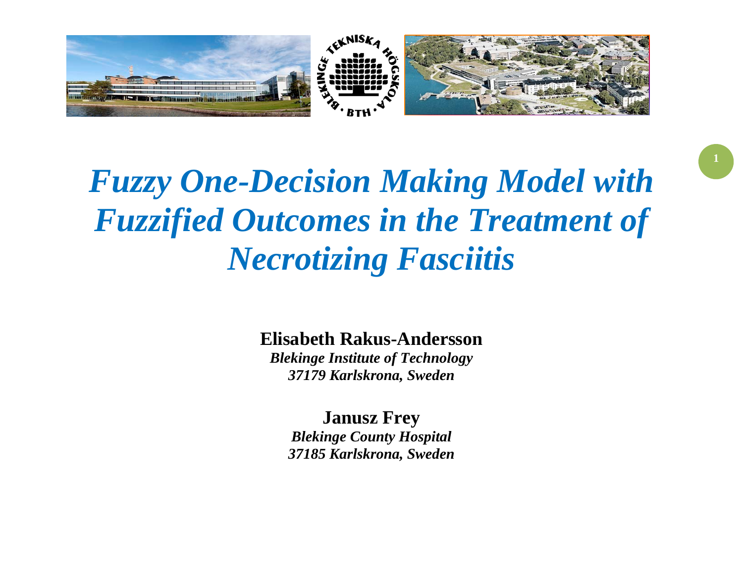# *Fuzzy One-Decision Making Model with Fuzzified Outcomes in the Treatment of Necrotizing Fasciitis*

**Elisabeth Rakus-Andersson**

***Blekinge Institute of Technology***
***37179 Karlskrona, Sweden***

**Janusz Frey**

***Blekinge County Hospital***
***37185 Karlskrona, Sweden***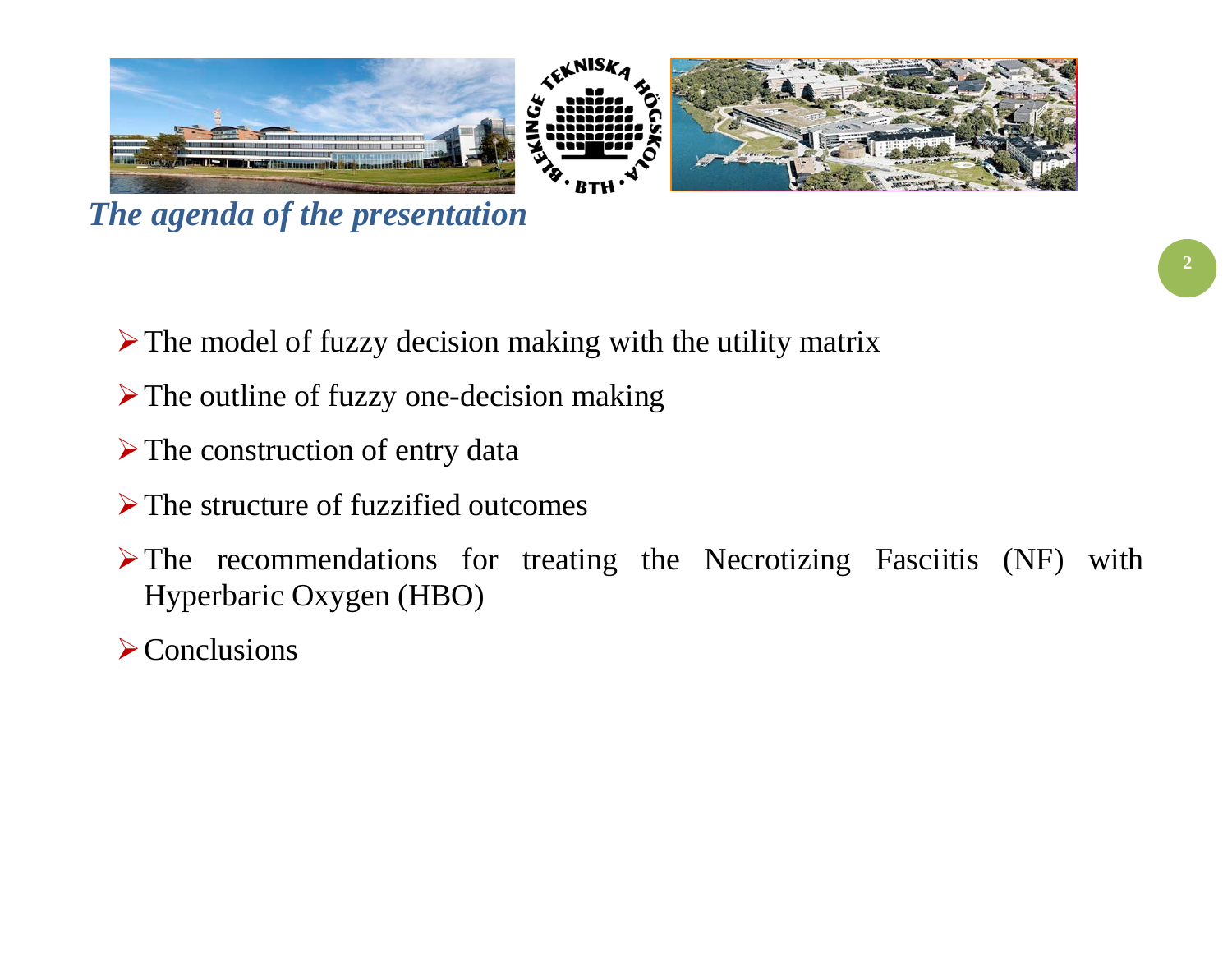## *The agenda of the presentation*

- The model of fuzzy decision making with the utility matrix
- The outline of fuzzy one-decision making
- The construction of entry data
- The structure of fuzzified outcomes
- The recommendations for treating the Necrotizing Fasciitis (NF) with Hyperbaric Oxygen (HBO)
- Conclusions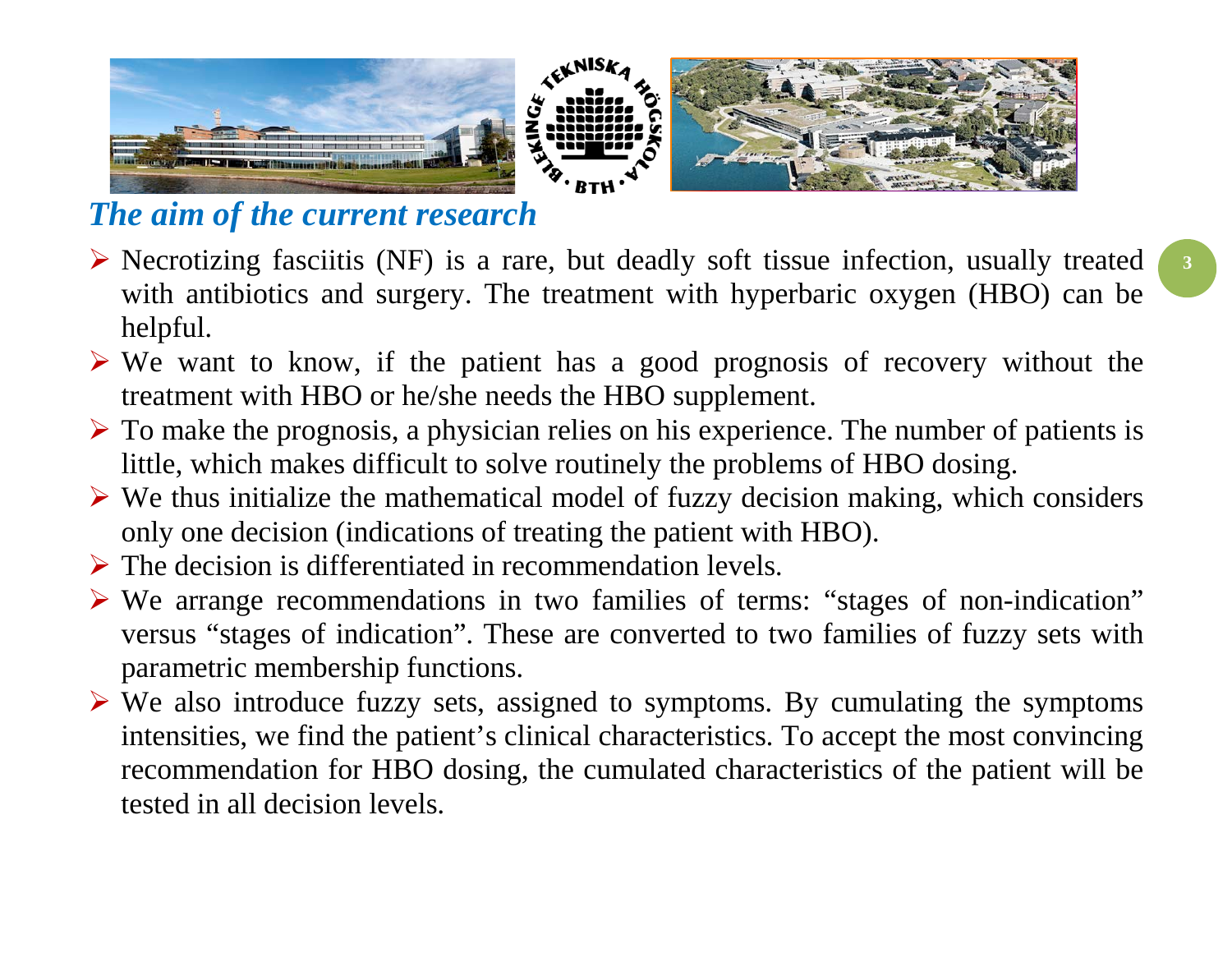## *The aim of the current research*

- Necrotizing fasciitis (NF) is a rare, but deadly soft tissue infection, usually treated with antibiotics and surgery. The treatment with hyperbaric oxygen (HBO) can be helpful.
- We want to know, if the patient has a good prognosis of recovery without the treatment with HBO or he/she needs the HBO supplement.
- To make the prognosis, a physician relies on his experience. The number of patients is little, which makes difficult to solve routinely the problems of HBO dosing.
- We thus initialize the mathematical model of fuzzy decision making, which considers only one decision (indications of treating the patient with HBO).
- The decision is differentiated in recommendation levels.
- We arrange recommendations in two families of terms: "stages of non-indication" versus "stages of indication". These are converted to two families of fuzzy sets with parametric membership functions.
- We also introduce fuzzy sets, assigned to symptoms. By cumulating the symptoms intensities, we find the patient's clinical characteristics. To accept the most convincing recommendation for HBO dosing, the cumulated characteristics of the patient will be tested in all decision levels.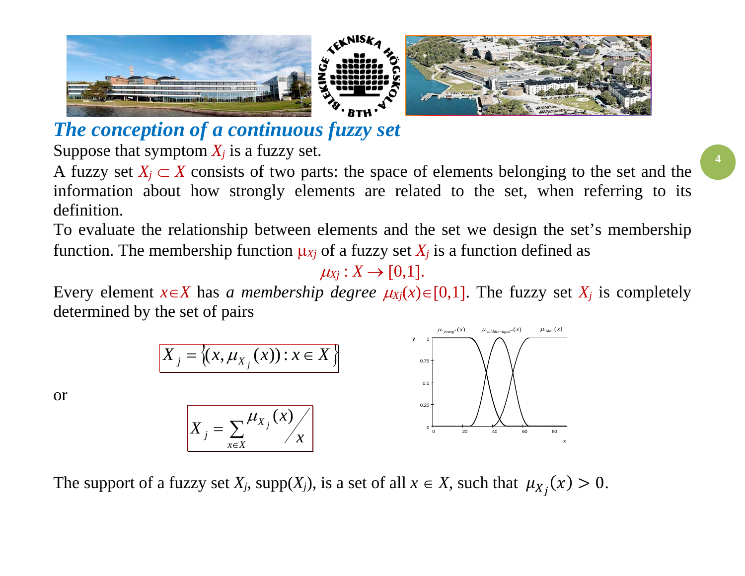## *The conception of a continuous fuzzy set*

Suppose that symptom $X_j$ is a fuzzy set.

A fuzzy set $X_j \subset X$ consists of two parts: the space of elements belonging to the set and the information about how strongly elements are related to the set, when referring to its definition.

To evaluate the relationship between elements and the set we design the set's membership function. The membership function $\mu_{Xj}$ of a fuzzy set $X_j$ is a function defined as

$$\mu_{Xj} : X \to [0,1].$$

Every element $x \in X$ has *a membership degree* $\mu_{Xj}(x) \in [0,1]$. The fuzzy set $X_j$ is completely determined by the set of pairs

$$X_j = \{(x, \mu_{X_j}(x)) : x \in X\}$$

or

$$X_j = \sum_{x \in X} \mu_{X_j}(x) / x$$

The support of a fuzzy set $X_j$, supp($X_j$), is a set of all $x \in X$, such that $\mu_{X_j}(x) > 0$.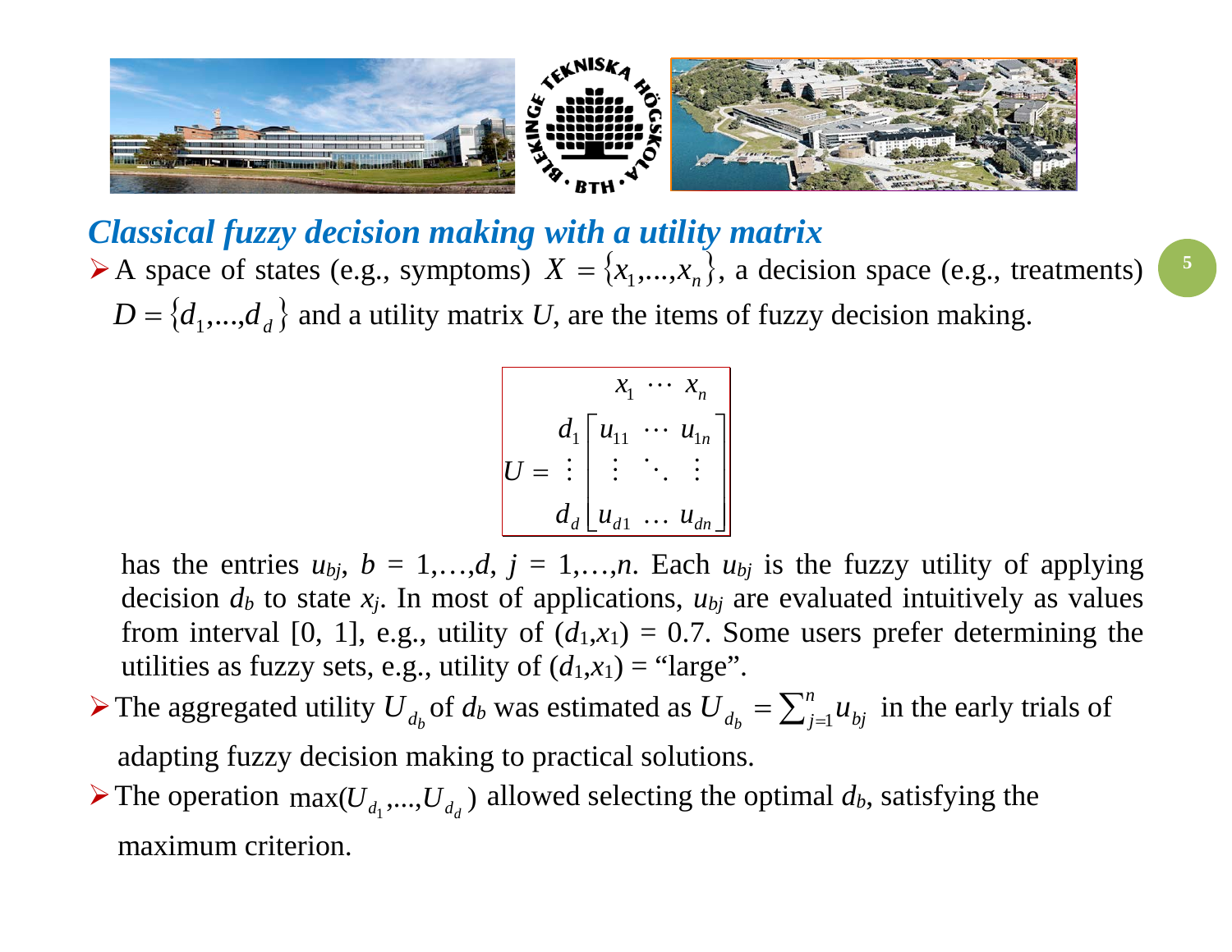## Classical fuzzy decision making with a utility matrix

- A space of states (e.g., symptoms) $X = \{x_1,...,x_n\}$, a decision space (e.g., treatments) $D = \{d_1,...,d_d\}$ and a utility matrix $U$, are the items of fuzzy decision making.

$$U = \begin{array}{c} \\ d_1 \\ \vdots \\ d_d \end{array} \begin{array}{c} \begin{array}{ccc} x_1 & \cdots & x_n \end{array} \\ \begin{bmatrix} u_{11} & \cdots & u_{1n} \\ \vdots & \ddots & \vdots \\ u_{d1} & \ldots & u_{dn} \end{bmatrix} \end{array}$$

has the entries $u_{bj}$, $b = 1,\ldots,d$, $j = 1,\ldots,n$. Each $u_{bj}$ is the fuzzy utility of applying decision $d_b$ to state $x_j$. In most of applications, $u_{bj}$ are evaluated intuitively as values from interval [0, 1], e.g., utility of $(d_1,x_1) = 0.7$. Some users prefer determining the utilities as fuzzy sets, e.g., utility of $(d_1,x_1)$ = "large".

- The aggregated utility $U_{d_b}$ of $d_b$ was estimated as $U_{d_b} = \sum_{j=1}^{n} u_{bj}$ in the early trials of adapting fuzzy decision making to practical solutions.
- The operation $\max(U_{d_1},...,U_{d_d})$ allowed selecting the optimal $d_b$, satisfying the maximum criterion.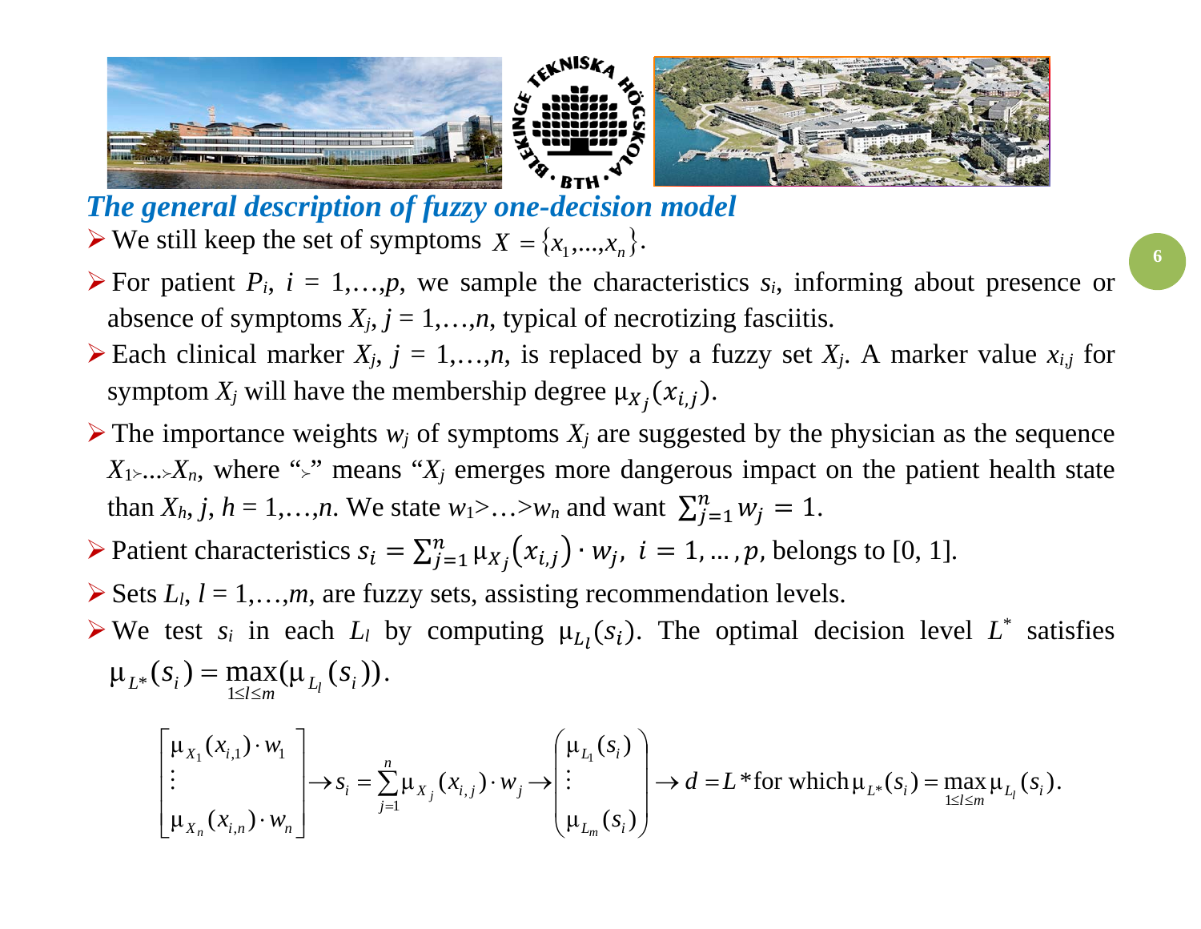## *The general description of fuzzy one-decision model*

- We still keep the set of symptoms $X = \{x_1,...,x_n\}$.
- For patient $P_i$, $i = 1,\ldots,p$, we sample the characteristics $s_i$, informing about presence or absence of symptoms $X_j$, $j = 1,\ldots,n$, typical of necrotizing fasciitis.
- Each clinical marker $X_j$, $j = 1,\ldots,n$, is replaced by a fuzzy set $X_j$. A marker value $x_{i,j}$ for symptom $X_j$ will have the membership degree $\mu_{X_j}(x_{i,j})$.
- The importance weights $w_j$ of symptoms $X_j$ are suggested by the physician as the sequence $X_1 \succ \ldots \succ X_n$, where "$\succ$" means "$X_j$ emerges more dangerous impact on the patient health state than $X_h$, $j, h = 1,\ldots,n$. We state $w_1 > \ldots > w_n$ and want $\sum_{j=1}^{n} w_j = 1$.
- Patient characteristics $s_i = \sum_{j=1}^{n} \mu_{X_j}(x_{i,j}) \cdot w_j,\ i = 1,\ldots,p$, belongs to [0, 1].
- Sets $L_l$, $l = 1,\ldots,m$, are fuzzy sets, assisting recommendation levels.
- We test $s_i$ in each $L_l$ by computing $\mu_{L_l}(s_i)$. The optimal decision level $L^*$ satisfies $\mu_{L^*}(s_i) = \max\limits_{1\le l\le m}(\mu_{L_l}(s_i))$.

$$\begin{bmatrix} \mu_{X_1}(x_{i,1}) \cdot w_1 \\ \vdots \\ \mu_{X_n}(x_{i,n}) \cdot w_n \end{bmatrix} \rightarrow s_i = \sum_{j=1}^{n} \mu_{X_j}(x_{i,j}) \cdot w_j \rightarrow \begin{pmatrix} \mu_{L_1}(s_i) \\ \vdots \\ \mu_{L_m}(s_i) \end{pmatrix} \rightarrow d = L^* \text{ for which } \mu_{L^*}(s_i) = \max_{1\le l\le m} \mu_{L_l}(s_i).$$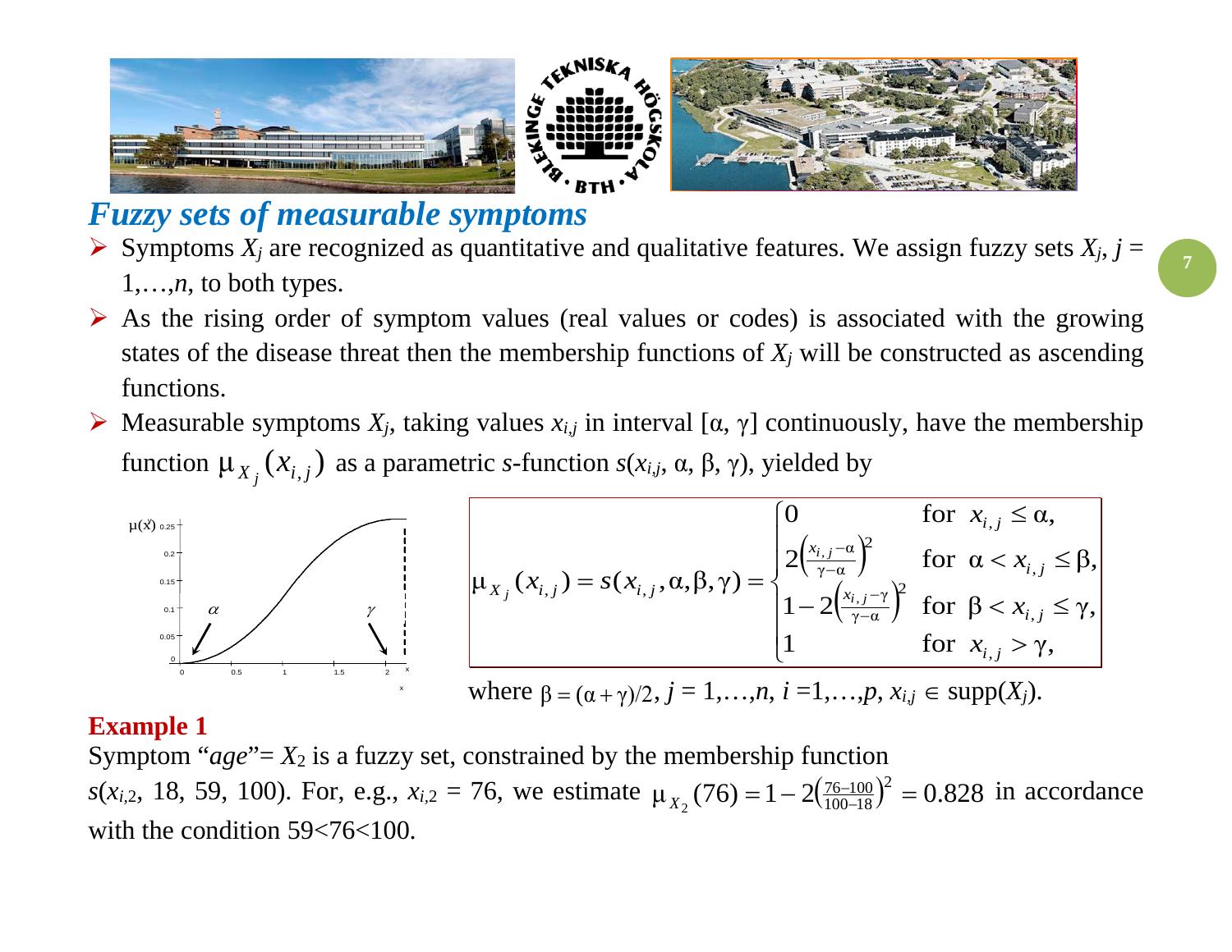## *Fuzzy sets of measurable symptoms*

- Symptoms $X_j$ are recognized as quantitative and qualitative features. We assign fuzzy sets $X_j$, $j = 1,\ldots,n$, to both types.
- As the rising order of symptom values (real values or codes) is associated with the growing states of the disease threat then the membership functions of $X_j$ will be constructed as ascending functions.
- Measurable symptoms $X_j$, taking values $x_{i,j}$ in interval $[\alpha, \gamma]$ continuously, have the membership function $\mu_{X_j}(x_{i,j})$ as a parametric *s*-function $s(x_{i,j}, \alpha, \beta, \gamma)$, yielded by

$$\mu_{X_j}(x_{i,j}) = s(x_{i,j}, \alpha, \beta, \gamma) = \begin{cases} 0 & \text{for } x_{i,j} \le \alpha, \\ 2\left(\frac{x_{i,j}-\alpha}{\gamma-\alpha}\right)^2 & \text{for } \alpha < x_{i,j} \le \beta, \\ 1-2\left(\frac{x_{i,j}-\gamma}{\gamma-\alpha}\right)^2 & \text{for } \beta < x_{i,j} \le \gamma, \\ 1 & \text{for } x_{i,j} > \gamma, \end{cases}$$

where $\beta = (\alpha+\gamma)/2$, $j = 1,\ldots,n$, $i = 1,\ldots,p$, $x_{i,j} \in \mathrm{supp}(X_j)$.

**Example 1**

Symptom "*age*"= $X_2$ is a fuzzy set, constrained by the membership function $s(x_{i,2}, 18, 59, 100)$. For, e.g., $x_{i,2} = 76$, we estimate $\mu_{X_2}(76) = 1 - 2\left(\frac{76-100}{100-18}\right)^2 = 0.828$ in accordance with the condition 59<76<100.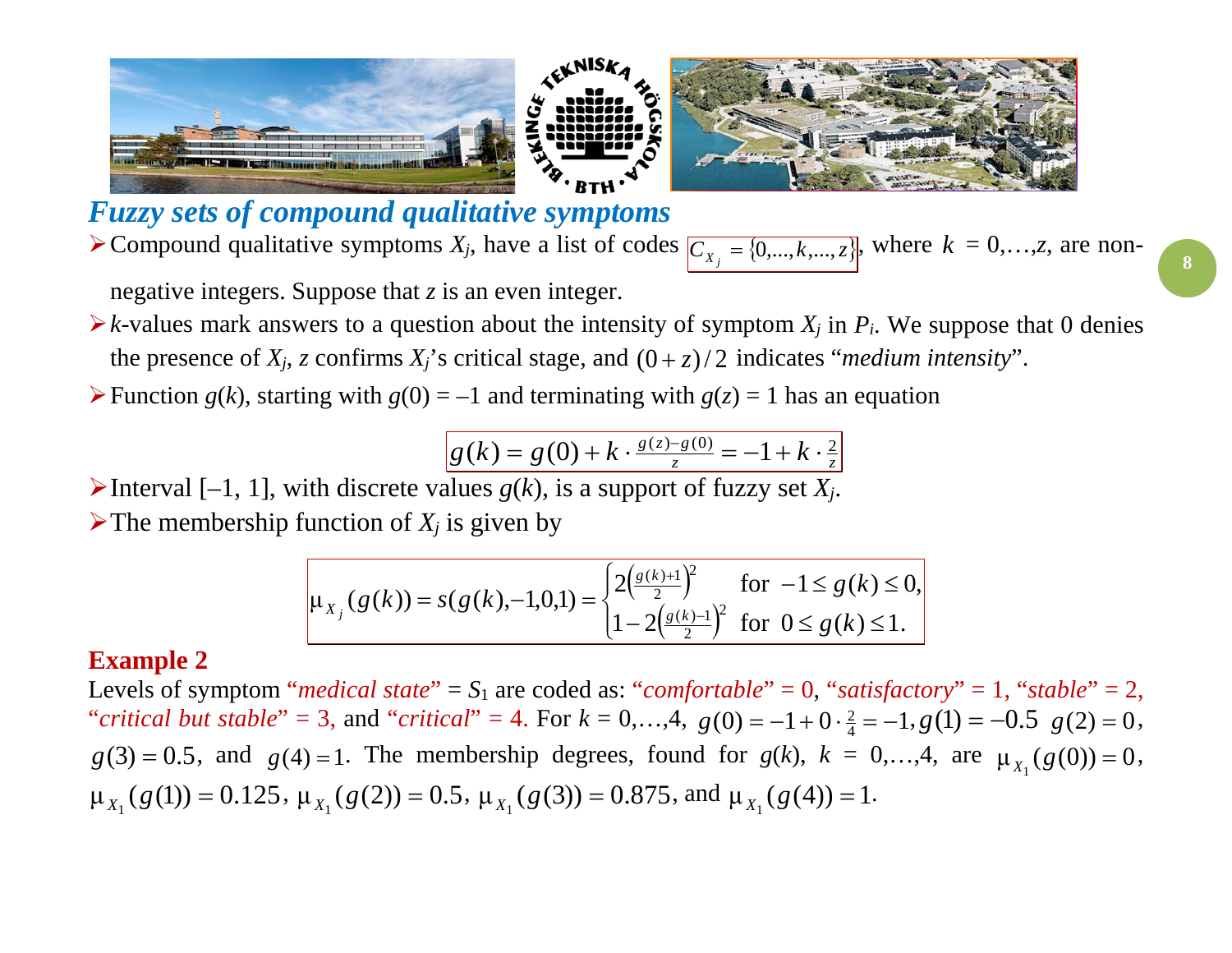## *Fuzzy sets of compound qualitative symptoms*

- Compound qualitative symptoms $X_j$, have a list of codes $C_{X_j} = \{0,...,k,...,z\}$, where $k = 0,\ldots,z$, are non-negative integers. Suppose that $z$ is an even integer.
- $k$-values mark answers to a question about the intensity of symptom $X_j$ in $P_i$. We suppose that 0 denies the presence of $X_j$, $z$ confirms $X_j$'s critical stage, and $(0+z)/2$ indicates "*medium intensity*".
- Function $g(k)$, starting with $g(0) = -1$ and terminating with $g(z) = 1$ has an equation

$$g(k) = g(0) + k \cdot \tfrac{g(z)-g(0)}{z} = -1 + k \cdot \tfrac{2}{z}$$

- Interval $[-1, 1]$, with discrete values $g(k)$, is a support of fuzzy set $X_j$.
- The membership function of $X_j$ is given by

$$\mu_{X_j}(g(k)) = s(g(k),-1,0,1) = \begin{cases} 2\left(\frac{g(k)+1}{2}\right)^2 & \text{for } -1 \le g(k) \le 0, \\ 1-2\left(\frac{g(k)-1}{2}\right)^2 & \text{for } 0 \le g(k) \le 1. \end{cases}$$

**Example 2**

Levels of symptom "*medical state*" = $S_1$ are coded as: "*comfortable*" = 0, "*satisfactory*" = 1, "*stable*" = 2, "*critical but stable*" = 3, and "*critical*" = 4. For $k = 0,\ldots,4$, $g(0) = -1 + 0 \cdot \frac{2}{4} = -1, g(1) = -0.5$ $g(2) = 0$, $g(3) = 0.5$, and $g(4) = 1$. The membership degrees, found for $g(k)$, $k = 0,\ldots,4$, are $\mu_{X_1}(g(0)) = 0$, $\mu_{X_1}(g(1)) = 0.125$, $\mu_{X_1}(g(2)) = 0.5$, $\mu_{X_1}(g(3)) = 0.875$, and $\mu_{X_1}(g(4)) = 1$.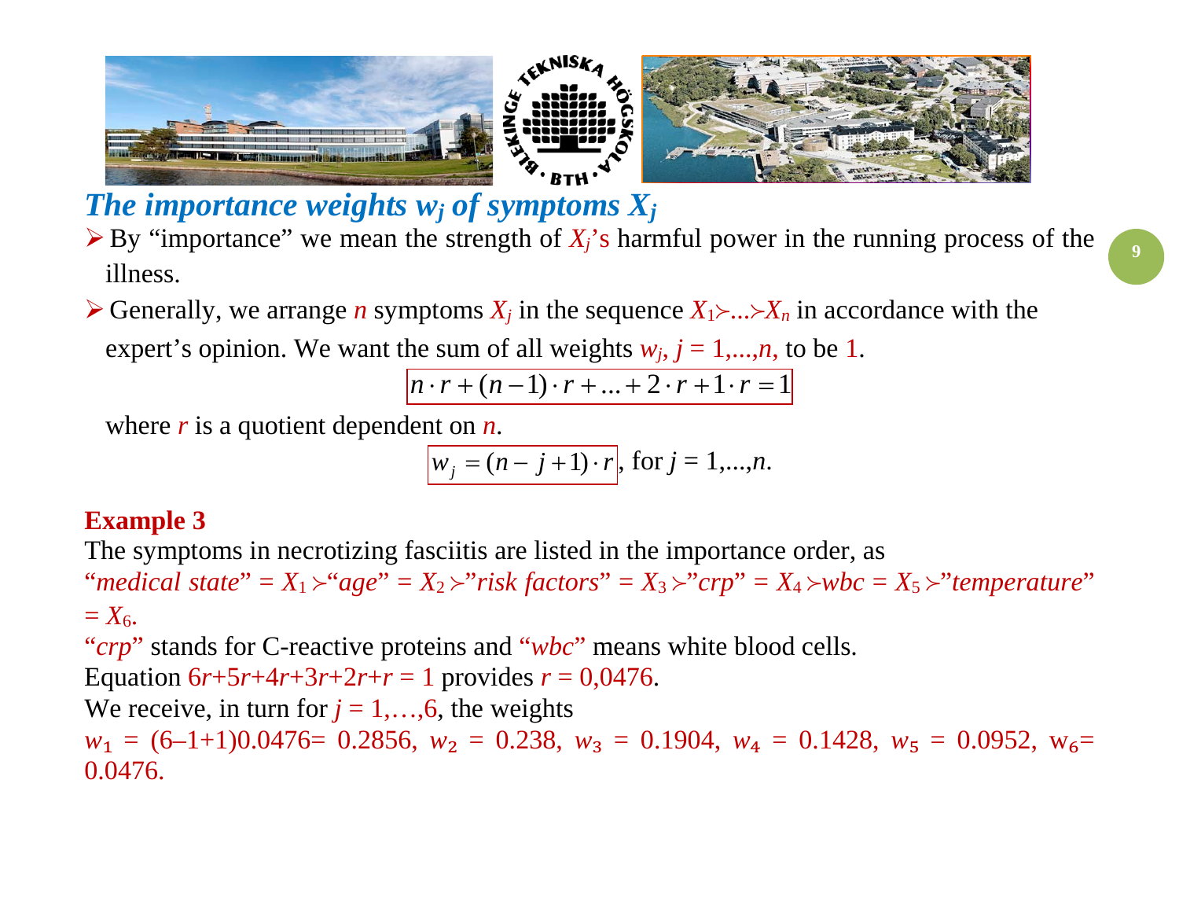## The importance weights $w_j$ of symptoms $X_j$

- By "importance" we mean the strength of $X_j$'s harmful power in the running process of the illness.
- Generally, we arrange $n$ symptoms $X_j$ in the sequence $X_1 \succ \ldots \succ X_n$ in accordance with the expert's opinion. We want the sum of all weights $w_j$, $j = 1,\ldots,n$, to be 1.

$$n \cdot r + (n-1) \cdot r + \ldots + 2 \cdot r + 1 \cdot r = 1$$

where $r$ is a quotient dependent on $n$.

$$w_j = (n - j + 1) \cdot r, \text{ for } j = 1,\ldots,n.$$

**Example 3**

The symptoms in necrotizing fasciitis are listed in the importance order, as
"*medical state*" = $X_1 \succ$ "*age*" = $X_2 \succ$ "*risk factors*" = $X_3 \succ$ "*crp*" = $X_4 \succ$ *wbc* = $X_5 \succ$ "*temperature*" = $X_6$.

"*crp*" stands for C-reactive proteins and "*wbc*" means white blood cells.

Equation $6r+5r+4r+3r+2r+r = 1$ provides $r = 0{,}0476$.

We receive, in turn for $j = 1,\ldots,6$, the weights

$w_1 = (6–1+1)0.0476 = 0.2856$, $w_2 = 0.238$, $w_3 = 0.1904$, $w_4 = 0.1428$, $w_5 = 0.0952$, $w_6 = 0.0476$.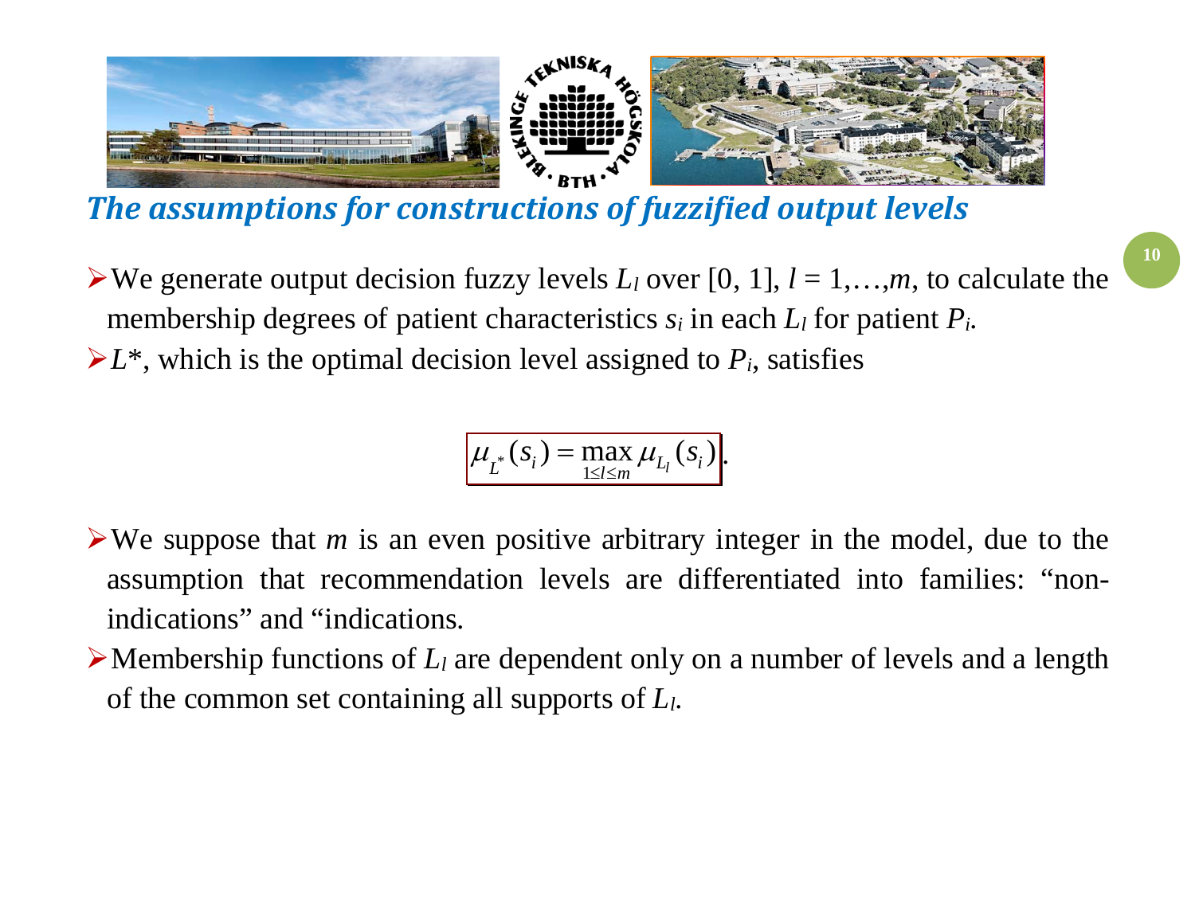## *The assumptions for constructions of fuzzified output levels*

- We generate output decision fuzzy levels $L_l$ over [0, 1], $l = 1,\ldots,m$, to calculate the membership degrees of patient characteristics $s_i$ in each $L_l$ for patient $P_i$.
- $L^*$, which is the optimal decision level assigned to $P_i$, satisfies

$$\mu_{L^*}(s_i) = \max_{1 \le l \le m} \mu_{L_l}(s_i).$$

- We suppose that $m$ is an even positive arbitrary integer in the model, due to the assumption that recommendation levels are differentiated into families: "non-indications" and "indications.
- Membership functions of $L_l$ are dependent only on a number of levels and a length of the common set containing all supports of $L_l$.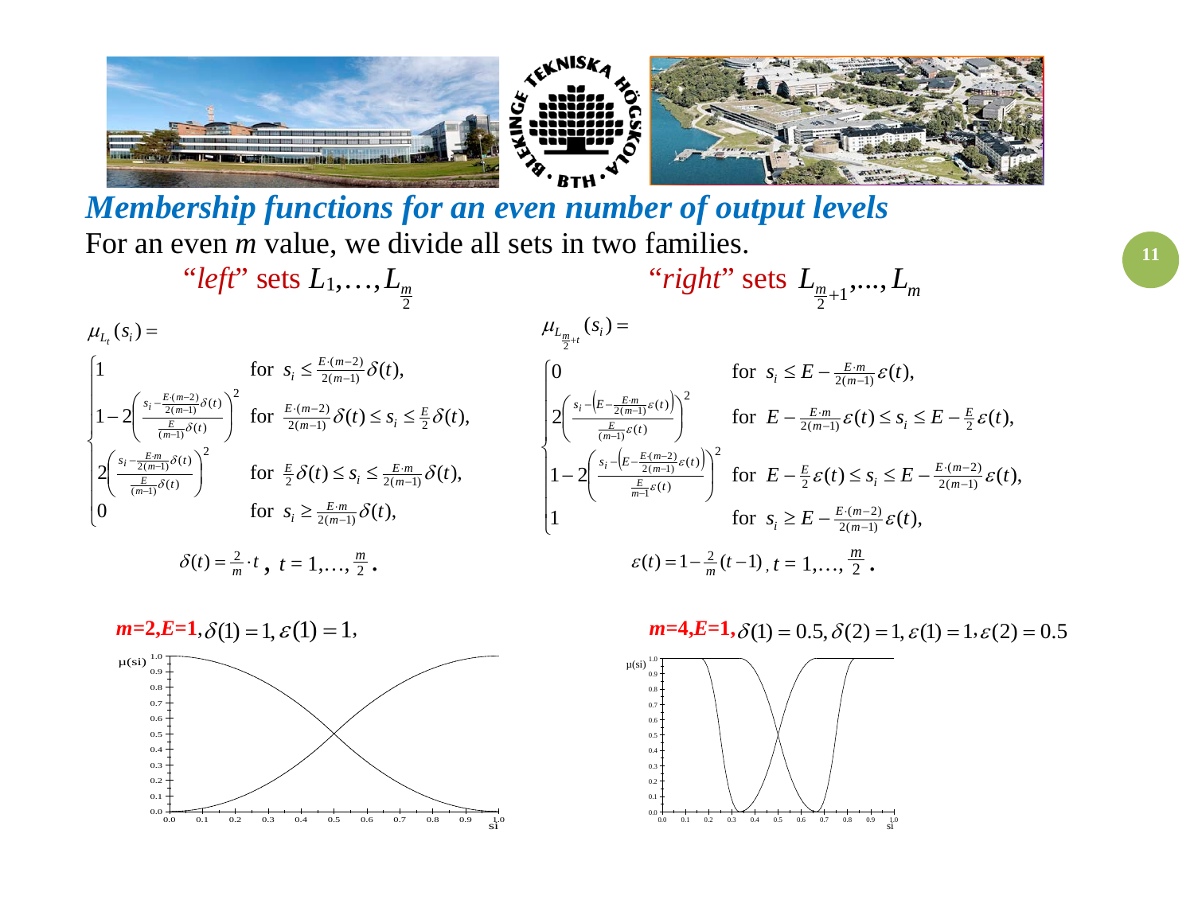## *Membership functions for an even number of output levels*

For an even *m* value, we divide all sets in two families.

"*left*" sets $L_1,\dots,L_{\frac{m}{2}}$

$$\mu_{L_t}(s_i)=\begin{cases}1 & \text{for } s_i \le \frac{E\cdot(m-2)}{2(m-1)}\delta(t),\\ 1-2\left(\frac{s_i-\frac{E\cdot(m-2)}{2(m-1)}\delta(t)}{\frac{E}{(m-1)}\delta(t)}\right)^2 & \text{for } \frac{E\cdot(m-2)}{2(m-1)}\delta(t)\le s_i\le \frac{E}{2}\delta(t),\\ 2\left(\frac{s_i-\frac{E\cdot m}{2(m-1)}\delta(t)}{\frac{E}{(m-1)}\delta(t)}\right)^2 & \text{for } \frac{E}{2}\delta(t)\le s_i\le \frac{E\cdot m}{2(m-1)}\delta(t),\\ 0 & \text{for } s_i\ge \frac{E\cdot m}{2(m-1)}\delta(t),\end{cases}$$

$$\delta(t)=\tfrac{2}{m}\cdot t,\quad t=1,\dots,\tfrac{m}{2}.$$

"*right*" sets $L_{\frac{m}{2}+1},\dots,L_m$

$$\mu_{L_{\frac{m}{2}+t}}(s_i)=\begin{cases}0 & \text{for } s_i\le E-\frac{E\cdot m}{2(m-1)}\varepsilon(t),\\ 2\left(\frac{s_i-\left(E-\frac{E\cdot m}{2(m-1)}\varepsilon(t)\right)}{\frac{E}{(m-1)}\varepsilon(t)}\right)^2 & \text{for } E-\frac{E\cdot m}{2(m-1)}\varepsilon(t)\le s_i\le E-\frac{E}{2}\varepsilon(t),\\ 1-2\left(\frac{s_i-\left(E-\frac{E\cdot(m-2)}{2(m-1)}\varepsilon(t)\right)}{\frac{E}{m-1}\varepsilon(t)}\right)^2 & \text{for } E-\frac{E}{2}\varepsilon(t)\le s_i\le E-\frac{E\cdot(m-2)}{2(m-1)}\varepsilon(t),\\ 1 & \text{for } s_i\ge E-\frac{E\cdot(m-2)}{2(m-1)}\varepsilon(t),\end{cases}$$

$$\varepsilon(t)=1-\tfrac{2}{m}(t-1),\quad t=1,\dots,\tfrac{m}{2}.$$

**m=2,E=1**, $\delta(1)=1, \varepsilon(1)=1,$

**m=4,E=1,** $\delta(1)=0.5, \delta(2)=1, \varepsilon(1)=1, \varepsilon(2)=0.5$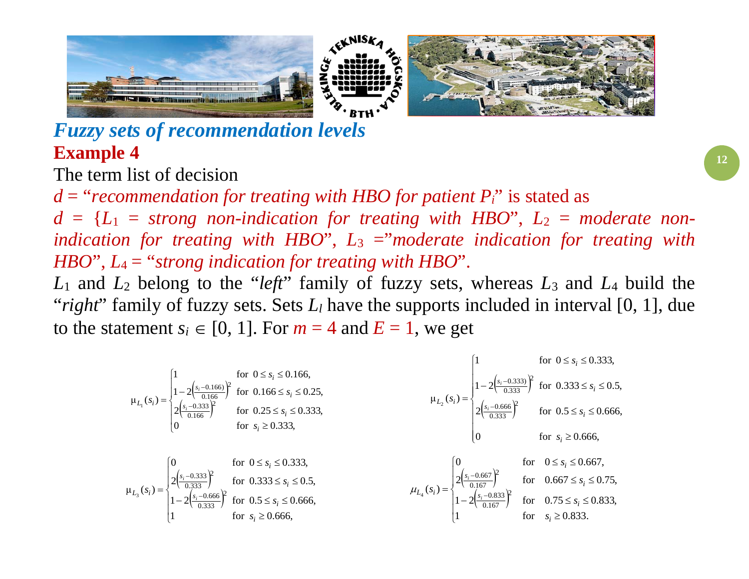## *Fuzzy sets of recommendation levels*

### Example 4

The term list of decision

*d* = "*recommendation for treating with HBO for patient* $P_i$" is stated as

*d* = {$L_1$ = *strong non-indication for treating with HBO*", $L_2$ = *moderate non-indication for treating with HBO*", $L_3$ ="*moderate indication for treating with HBO*", $L_4$ = "*strong indication for treating with HBO*".

$L_1$ and $L_2$ belong to the "*left*" family of fuzzy sets, whereas $L_3$ and $L_4$ build the "*right*" family of fuzzy sets. Sets $L_l$ have the supports included in interval [0, 1], due to the statement $s_i \in [0, 1]$. For $m = 4$ and $E = 1$, we get

$$\mu_{L_1}(s_i) = \begin{cases} 1 & \text{for } 0 \le s_i \le 0.166, \\ 1 - 2\left(\frac{s_i - 0.166)}{0.166}\right)^2 & \text{for } 0.166 \le s_i \le 0.25, \\ 2\left(\frac{s_i - 0.333}{0.166}\right)^2 & \text{for } 0.25 \le s_i \le 0.333, \\ 0 & \text{for } s_i \ge 0.333, \end{cases}$$

$$\mu_{L_2}(s_i) = \begin{cases} 1 & \text{for } 0 \le s_i \le 0.333, \\ 1 - 2\left(\frac{s_i - 0.333)}{0.333}\right)^2 & \text{for } 0.333 \le s_i \le 0.5, \\ 2\left(\frac{s_i - 0.666}{0.333}\right)^2 & \text{for } 0.5 \le s_i \le 0.666, \\ 0 & \text{for } s_i \ge 0.666, \end{cases}$$

$$\mu_{L_3}(s_i) = \begin{cases} 0 & \text{for } 0 \le s_i \le 0.333, \\ 2\left(\frac{s_i - 0.333}{0.333}\right)^2 & \text{for } 0.333 \le s_i \le 0.5, \\ 1 - 2\left(\frac{s_i - 0.666}{0.333}\right)^2 & \text{for } 0.5 \le s_i \le 0.666, \\ 1 & \text{for } s_i \ge 0.666, \end{cases}$$

$$\mu_{L_4}(s_i) = \begin{cases} 0 & \text{for } 0 \le s_i \le 0.667, \\ 2\left(\frac{s_i - 0.667}{0.167}\right)^2 & \text{for } 0.667 \le s_i \le 0.75, \\ 1 - 2\left(\frac{s_i - 0.833}{0.167}\right)^2 & \text{for } 0.75 \le s_i \le 0.833, \\ 1 & \text{for } s_i \ge 0.833. \end{cases}$$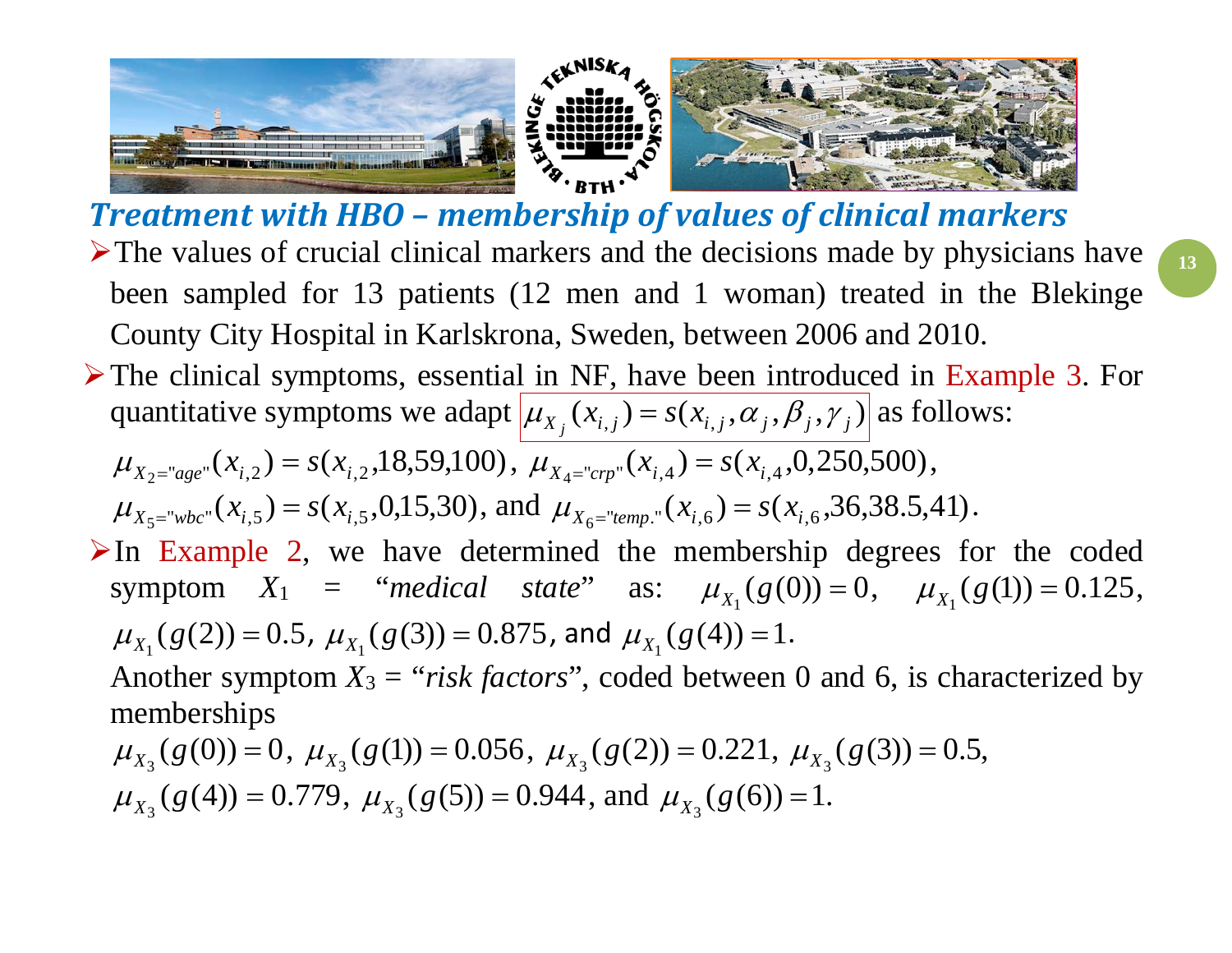## Treatment with HBO – membership of values of clinical markers

- The values of crucial clinical markers and the decisions made by physicians have been sampled for 13 patients (12 men and 1 woman) treated in the Blekinge County City Hospital in Karlskrona, Sweden, between 2006 and 2010.
- The clinical symptoms, essential in NF, have been introduced in Example 3. For quantitative symptoms we adapt $\mu_{X_j}(x_{i,j}) = s(x_{i,j}, \alpha_j, \beta_j, \gamma_j)$ as follows:

  $\mu_{X_2=\text{"age"}}(x_{i,2}) = s(x_{i,2}, 18, 59, 100)$, $\mu_{X_4=\text{"crp"}}(x_{i,4}) = s(x_{i,4}, 0, 250, 500)$,

  $\mu_{X_5=\text{"wbc"}}(x_{i,5}) = s(x_{i,5}, 0, 15, 30)$, and $\mu_{X_6=\text{"temp."}}(x_{i,6}) = s(x_{i,6}, 36, 38.5, 41)$.
- In Example 2, we have determined the membership degrees for the coded symptom $X_1$ = "*medical state*" as: $\mu_{X_1}(g(0)) = 0$, $\mu_{X_1}(g(1)) = 0.125$, $\mu_{X_1}(g(2)) = 0.5$, $\mu_{X_1}(g(3)) = 0.875$, and $\mu_{X_1}(g(4)) = 1$.

  Another symptom $X_3$ = "*risk factors*", coded between 0 and 6, is characterized by memberships

  $\mu_{X_3}(g(0)) = 0$, $\mu_{X_3}(g(1)) = 0.056$, $\mu_{X_3}(g(2)) = 0.221$, $\mu_{X_3}(g(3)) = 0.5$,

  $\mu_{X_3}(g(4)) = 0.779$, $\mu_{X_3}(g(5)) = 0.944$, and $\mu_{X_3}(g(6)) = 1$.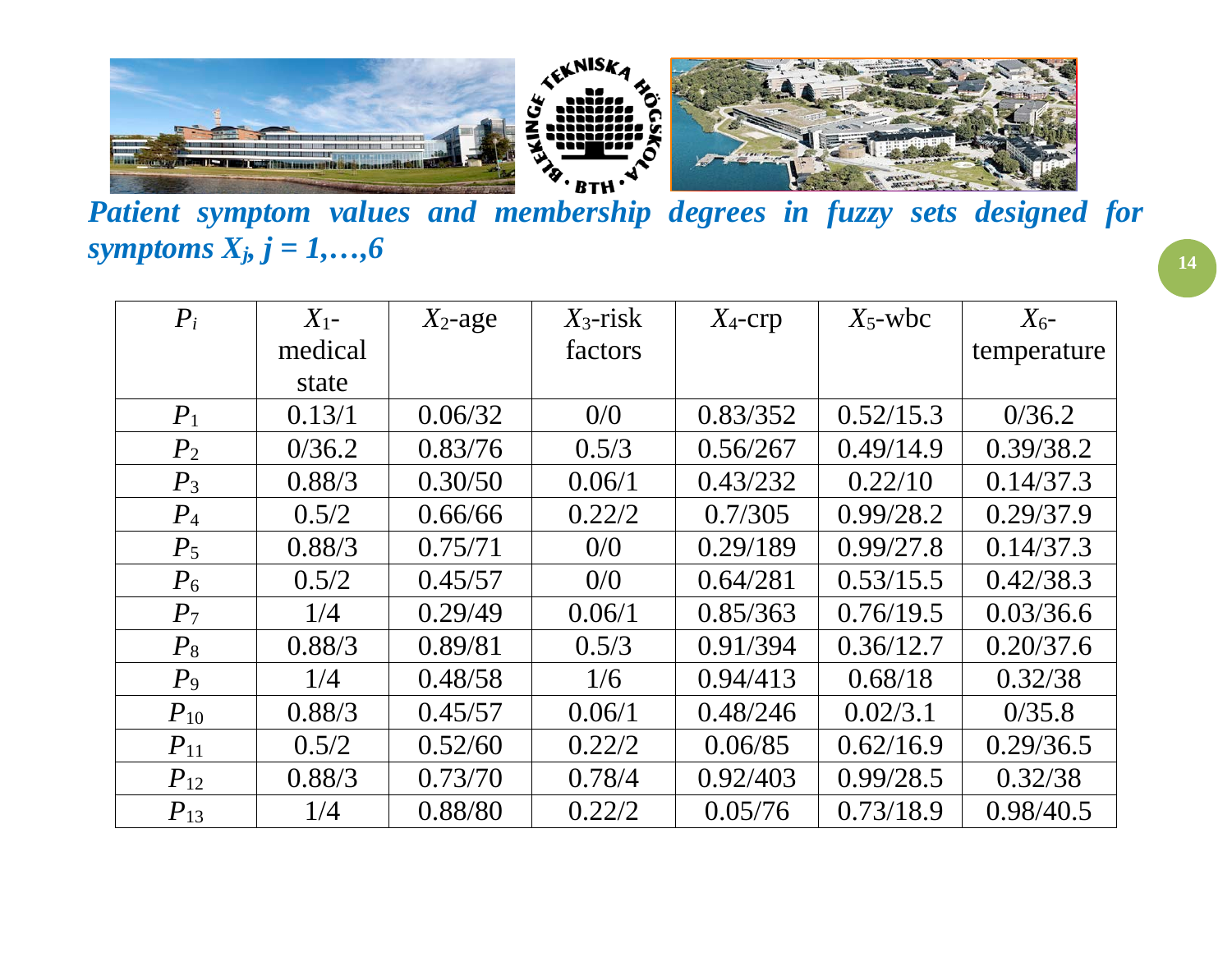***Patient symptom values and membership degrees in fuzzy sets designed for symptoms $X_j$, $j = 1,\ldots,6$***

| $P_i$ | $X_1$-medical state | $X_2$-age | $X_3$-risk factors | $X_4$-crp | $X_5$-wbc | $X_6$-temperature |
|---|---|---|---|---|---|---|
| $P_1$ | 0.13/1 | 0.06/32 | 0/0 | 0.83/352 | 0.52/15.3 | 0/36.2 |
| $P_2$ | 0/36.2 | 0.83/76 | 0.5/3 | 0.56/267 | 0.49/14.9 | 0.39/38.2 |
| $P_3$ | 0.88/3 | 0.30/50 | 0.06/1 | 0.43/232 | 0.22/10 | 0.14/37.3 |
| $P_4$ | 0.5/2 | 0.66/66 | 0.22/2 | 0.7/305 | 0.99/28.2 | 0.29/37.9 |
| $P_5$ | 0.88/3 | 0.75/71 | 0/0 | 0.29/189 | 0.99/27.8 | 0.14/37.3 |
| $P_6$ | 0.5/2 | 0.45/57 | 0/0 | 0.64/281 | 0.53/15.5 | 0.42/38.3 |
| $P_7$ | 1/4 | 0.29/49 | 0.06/1 | 0.85/363 | 0.76/19.5 | 0.03/36.6 |
| $P_8$ | 0.88/3 | 0.89/81 | 0.5/3 | 0.91/394 | 0.36/12.7 | 0.20/37.6 |
| $P_9$ | 1/4 | 0.48/58 | 1/6 | 0.94/413 | 0.68/18 | 0.32/38 |
| $P_{10}$ | 0.88/3 | 0.45/57 | 0.06/1 | 0.48/246 | 0.02/3.1 | 0/35.8 |
| $P_{11}$ | 0.5/2 | 0.52/60 | 0.22/2 | 0.06/85 | 0.62/16.9 | 0.29/36.5 |
| $P_{12}$ | 0.88/3 | 0.73/70 | 0.78/4 | 0.92/403 | 0.99/28.5 | 0.32/38 |
| $P_{13}$ | 1/4 | 0.88/80 | 0.22/2 | 0.05/76 | 0.73/18.9 | 0.98/40.5 |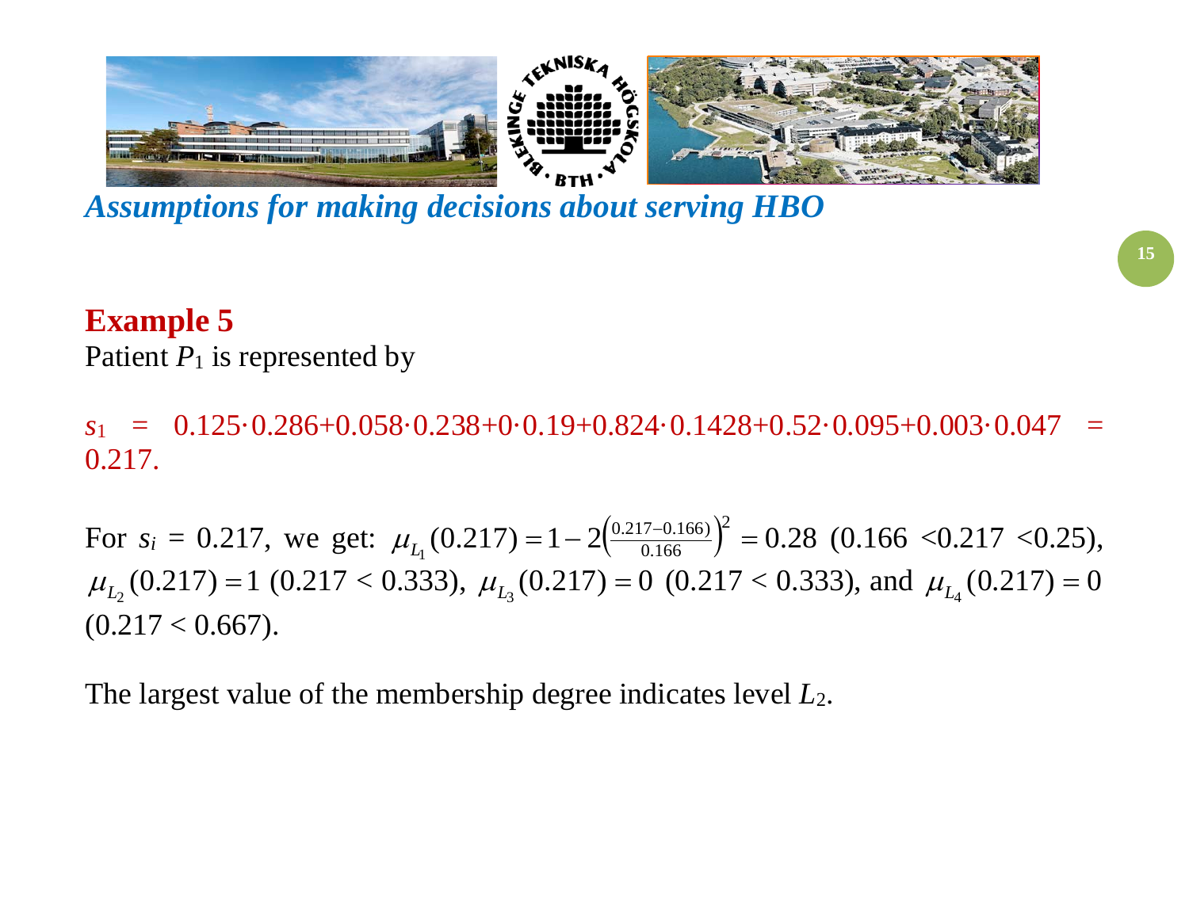## *Assumptions for making decisions about serving HBO*

**Example 5**

Patient $P_1$ is represented by

$s_1 = 0.125 \cdot 0.286 + 0.058 \cdot 0.238 + 0 \cdot 0.19 + 0.824 \cdot 0.1428 + 0.52 \cdot 0.095 + 0.003 \cdot 0.047 = 0.217$.

For $s_i = 0.217$, we get: $\mu_{L_1}(0.217) = 1 - 2\left(\frac{0.217 - 0.166)}{0.166}\right)^2 = 0.28$ (0.166 <0.217 <0.25), $\mu_{L_2}(0.217) = 1$ (0.217 < 0.333), $\mu_{L_3}(0.217) = 0$ (0.217 < 0.333), and $\mu_{L_4}(0.217) = 0$ (0.217 < 0.667).

The largest value of the membership degree indicates level $L_2$.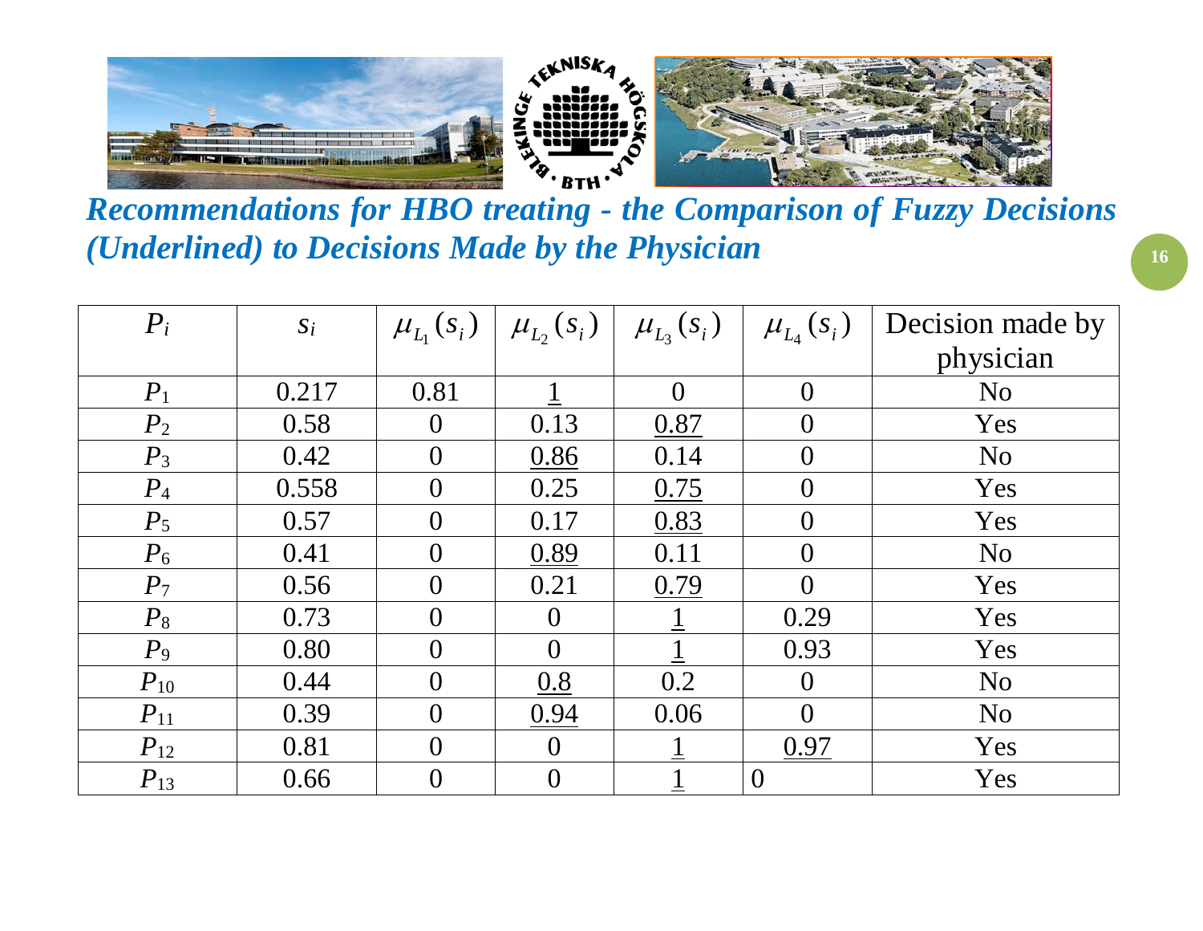## *Recommendations for HBO treating - the Comparison of Fuzzy Decisions (Underlined) to Decisions Made by the Physician*

| $P_i$ | $s_i$ | $\mu_{L_1}(s_i)$ | $\mu_{L_2}(s_i)$ | $\mu_{L_3}(s_i)$ | $\mu_{L_4}(s_i)$ | Decision made by physician |
|---|---|---|---|---|---|---|
| $P_1$ | 0.217 | 0.81 | <u>1</u> | 0 | 0 | No |
| $P_2$ | 0.58 | 0 | 0.13 | <u>0.87</u> | 0 | Yes |
| $P_3$ | 0.42 | 0 | <u>0.86</u> | 0.14 | 0 | No |
| $P_4$ | 0.558 | 0 | 0.25 | <u>0.75</u> | 0 | Yes |
| $P_5$ | 0.57 | 0 | 0.17 | <u>0.83</u> | 0 | Yes |
| $P_6$ | 0.41 | 0 | <u>0.89</u> | 0.11 | 0 | No |
| $P_7$ | 0.56 | 0 | 0.21 | <u>0.79</u> | 0 | Yes |
| $P_8$ | 0.73 | 0 | 0 | <u>1</u> | 0.29 | Yes |
| $P_9$ | 0.80 | 0 | 0 | <u>1</u> | 0.93 | Yes |
| $P_{10}$ | 0.44 | 0 | <u>0.8</u> | 0.2 | 0 | No |
| $P_{11}$ | 0.39 | 0 | <u>0.94</u> | 0.06 | 0 | No |
| $P_{12}$ | 0.81 | 0 | 0 | <u>1</u> | <u>0.97</u> | Yes |
| $P_{13}$ | 0.66 | 0 | 0 | <u>1</u> | 0 | Yes |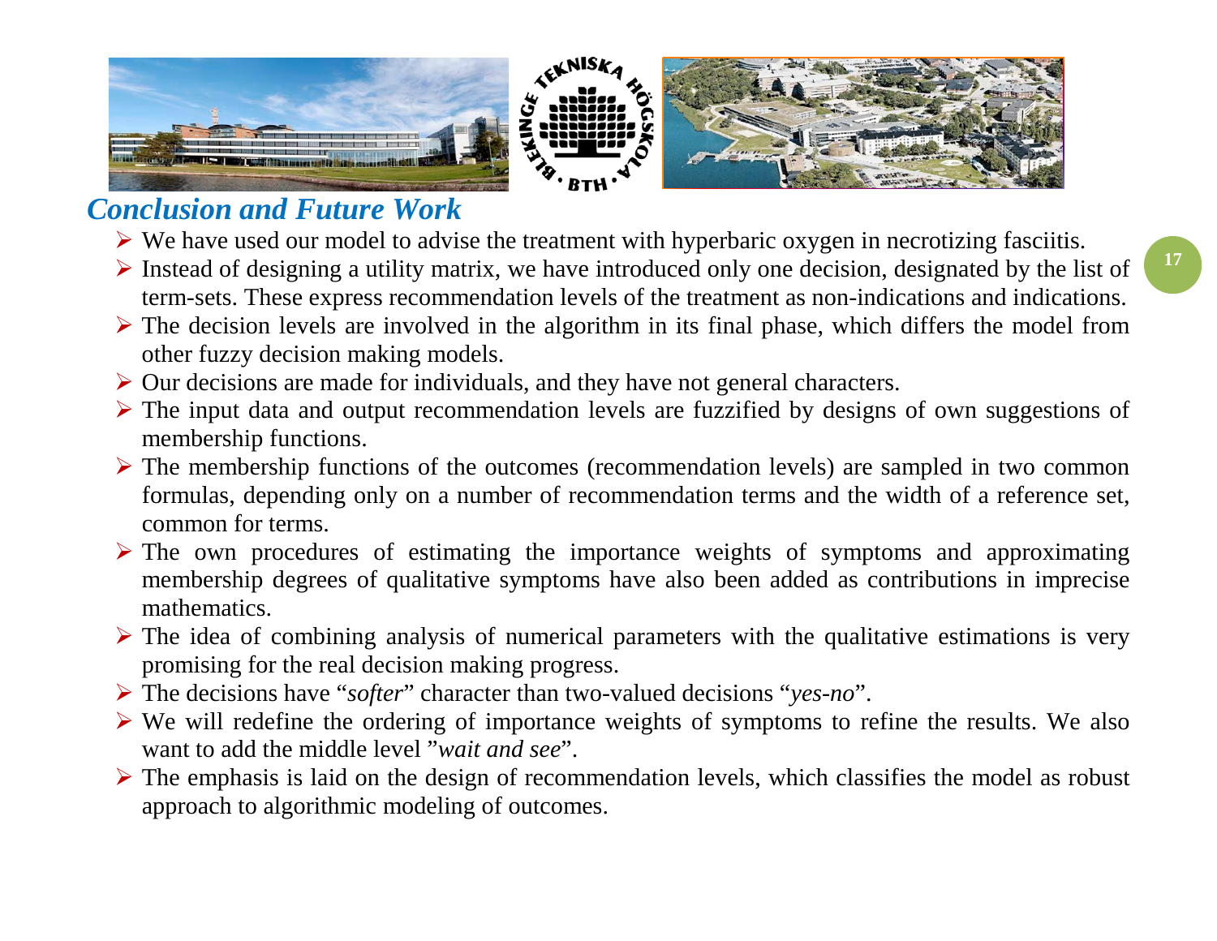## *Conclusion and Future Work*

- We have used our model to advise the treatment with hyperbaric oxygen in necrotizing fasciitis.
- Instead of designing a utility matrix, we have introduced only one decision, designated by the list of term-sets. These express recommendation levels of the treatment as non-indications and indications.
- The decision levels are involved in the algorithm in its final phase, which differs the model from other fuzzy decision making models.
- Our decisions are made for individuals, and they have not general characters.
- The input data and output recommendation levels are fuzzified by designs of own suggestions of membership functions.
- The membership functions of the outcomes (recommendation levels) are sampled in two common formulas, depending only on a number of recommendation terms and the width of a reference set, common for terms.
- The own procedures of estimating the importance weights of symptoms and approximating membership degrees of qualitative symptoms have also been added as contributions in imprecise mathematics.
- The idea of combining analysis of numerical parameters with the qualitative estimations is very promising for the real decision making progress.
- The decisions have "*softer*" character than two-valued decisions "*yes-no*".
- We will redefine the ordering of importance weights of symptoms to refine the results. We also want to add the middle level "*wait and see*".
- The emphasis is laid on the design of recommendation levels, which classifies the model as robust approach to algorithmic modeling of outcomes.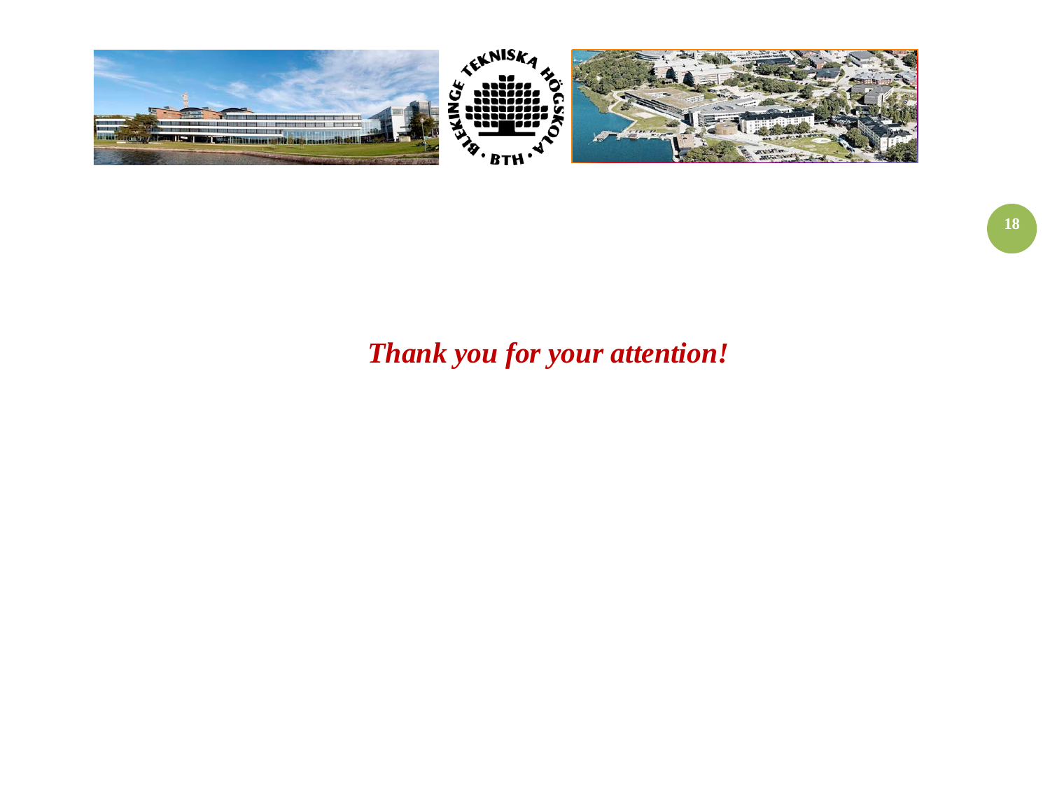*Thank you for your attention!*